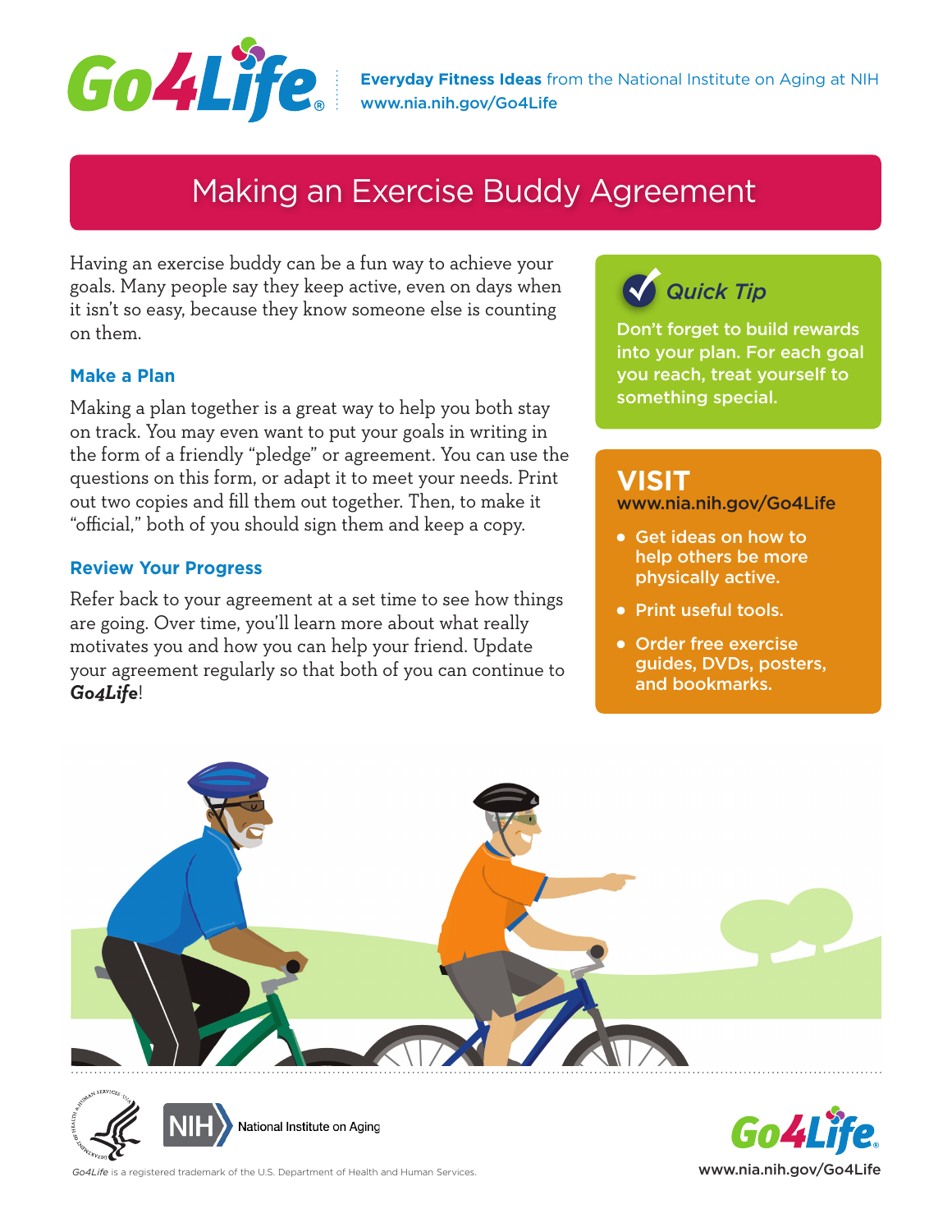**Go4Life**® **Everyday Fitness Ideas** from the National Institute on Aging at NIH
www.nia.nih.gov/Go4Life

# Making an Exercise Buddy Agreement

Having an exercise buddy can be a fun way to achieve your goals. Many people say they keep active, even on days when it isn't so easy, because they know someone else is counting on them.

## Make a Plan

Making a plan together is a great way to help you both stay on track. You may even want to put your goals in writing in the form of a friendly "pledge" or agreement. You can use the questions on this form, or adapt it to meet your needs. Print out two copies and fill them out together. Then, to make it "official," both of you should sign them and keep a copy.

## Review Your Progress

Refer back to your agreement at a set time to see how things are going. Over time, you'll learn more about what really motivates you and how you can help your friend. Update your agreement regularly so that both of you can continue to ***Go4Life***!

### *Quick Tip*

Don't forget to build rewards into your plan. For each goal you reach, treat yourself to something special.

### VISIT
www.nia.nih.gov/Go4Life

- Get ideas on how to help others be more physically active.
- Print useful tools.
- Order free exercise guides, DVDs, posters, and bookmarks.

NIH National Institute on Aging

*Go4Life* is a registered trademark of the U.S. Department of Health and Human Services.

Go4Life® www.nia.nih.gov/Go4Life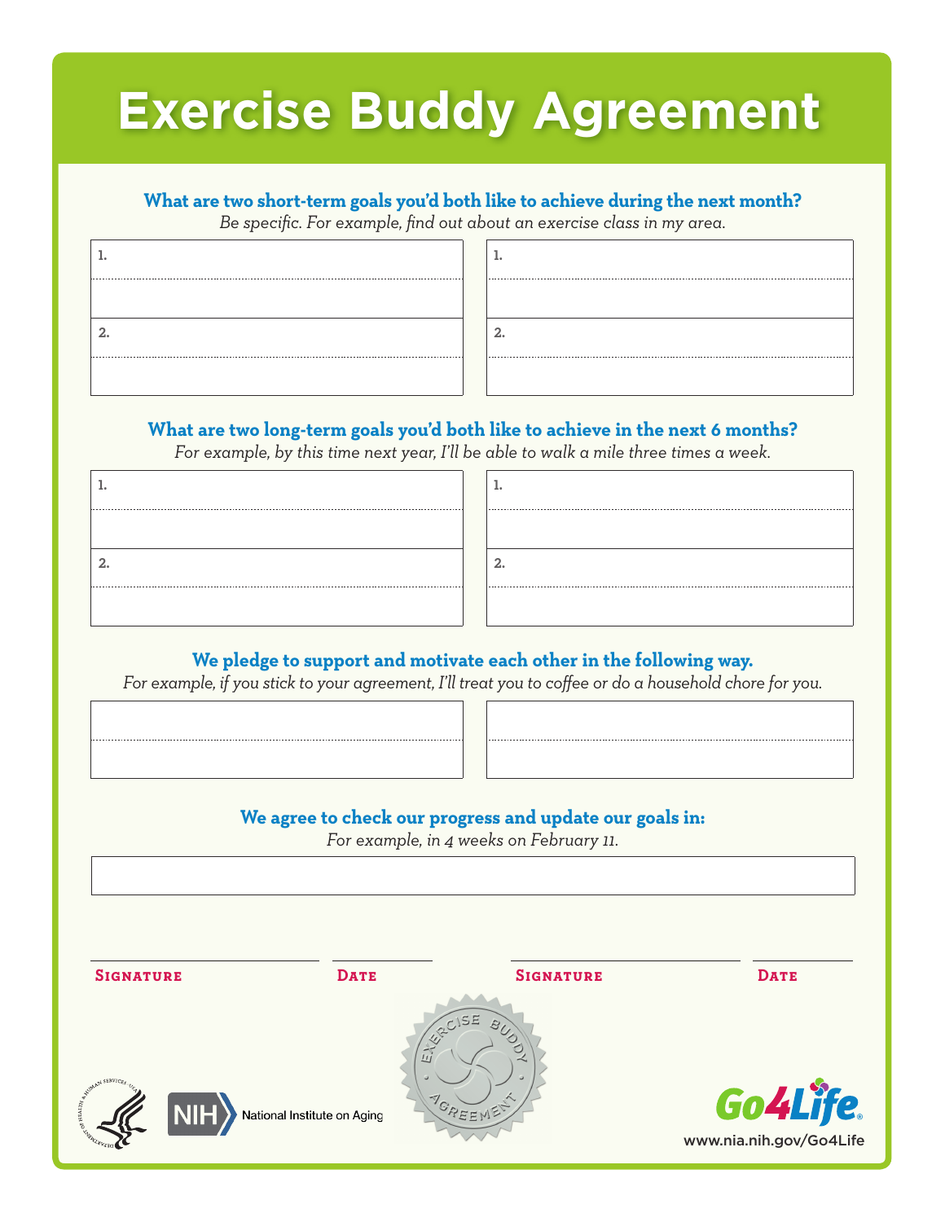# Exercise Buddy Agreement

**What are two short-term goals you'd both like to achieve during the next month?**

*Be specific. For example, find out about an exercise class in my area.*

| | |
|---|---|
| 1. | 1. |
| | |
| 2. | 2. |
| | |

**What are two long-term goals you'd both like to achieve in the next 6 months?**

*For example, by this time next year, I'll be able to walk a mile three times a week.*

| | |
|---|---|
| 1. | 1. |
| | |
| 2. | 2. |
| | |

**We pledge to support and motivate each other in the following way.**

*For example, if you stick to your agreement, I'll treat you to coffee or do a household chore for you.*

| | |
|---|---|
| | |
| | |

**We agree to check our progress and update our goals in:**

*For example, in 4 weeks on February 11.*

| |
|---|
| |

| | | | |
|---|---|---|---|
| Signature | Date | Signature | Date |

Exercise Buddy Agreement

National Institute on Aging

Go4Life

www.nia.nih.gov/Go4Life